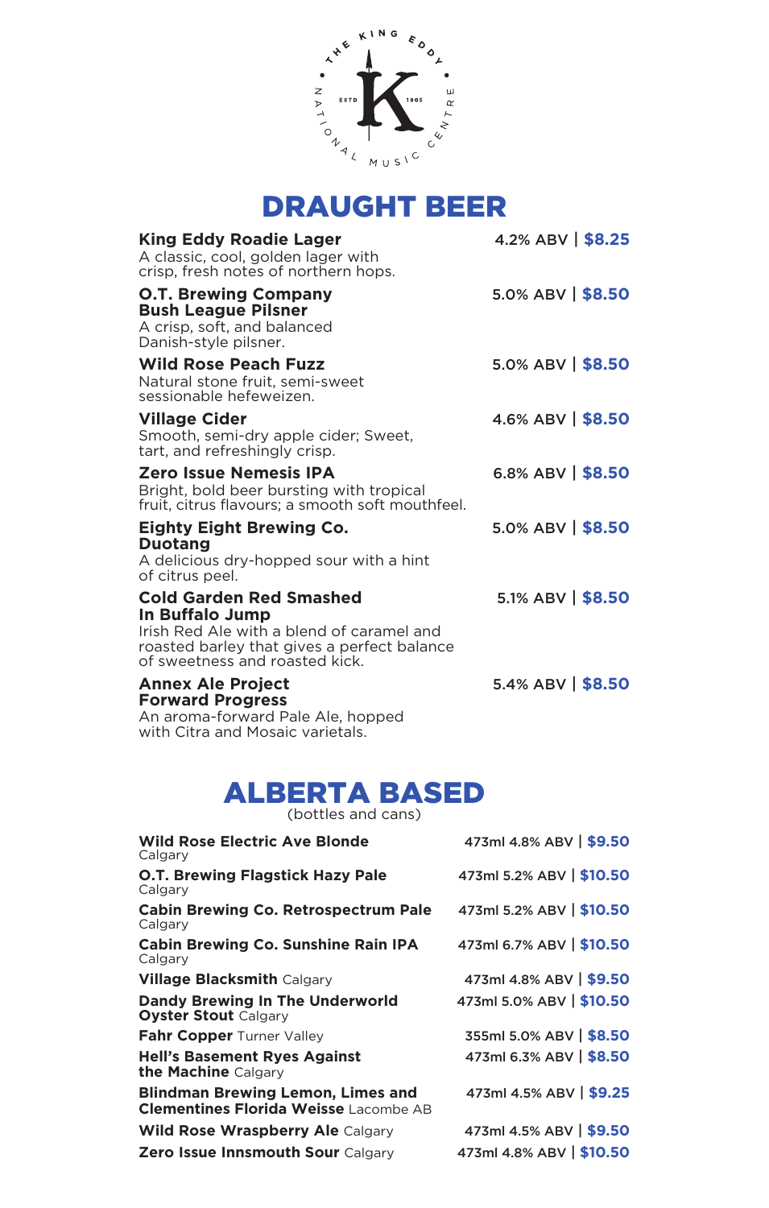THE KING EDDY

ESTD K 1905

NATIONAL MUSIC CENTRE

# DRAUGHT BEER

**King Eddy Roadie Lager** — 4.2% ABV | **$8.25**
A classic, cool, golden lager with crisp, fresh notes of northern hops.

**O.T. Brewing Company Bush League Pilsner** — 5.0% ABV | **$8.50**
A crisp, soft, and balanced Danish-style pilsner.

**Wild Rose Peach Fuzz** — 5.0% ABV | **$8.50**
Natural stone fruit, semi-sweet sessionable hefeweizen.

**Village Cider** — 4.6% ABV | **$8.50**
Smooth, semi-dry apple cider; Sweet, tart, and refreshingly crisp.

**Zero Issue Nemesis IPA** — 6.8% ABV | **$8.50**
Bright, bold beer bursting with tropical fruit, citrus flavours; a smooth soft mouthfeel.

**Eighty Eight Brewing Co. Duotang** — 5.0% ABV | **$8.50**
A delicious dry-hopped sour with a hint of citrus peel.

**Cold Garden Red Smashed In Buffalo Jump** — 5.1% ABV | **$8.50**
Irish Red Ale with a blend of caramel and roasted barley that gives a perfect balance of sweetness and roasted kick.

**Annex Ale Project Forward Progress** — 5.4% ABV | **$8.50**
An aroma-forward Pale Ale, hopped with Citra and Mosaic varietals.

# ALBERTA BASED

(bottles and cans)

| Beer | Size | ABV | Price |
|---|---|---|---|
| **Wild Rose Electric Ave Blonde** Calgary | 473ml | 4.8% ABV | **$9.50** |
| **O.T. Brewing Flagstick Hazy Pale** Calgary | 473ml | 5.2% ABV | **$10.50** |
| **Cabin Brewing Co. Retrospectrum Pale** Calgary | 473ml | 5.2% ABV | **$10.50** |
| **Cabin Brewing Co. Sunshine Rain IPA** Calgary | 473ml | 6.7% ABV | **$10.50** |
| **Village Blacksmith** Calgary | 473ml | 4.8% ABV | **$9.50** |
| **Dandy Brewing In The Underworld Oyster Stout** Calgary | 473ml | 5.0% ABV | **$10.50** |
| **Fahr Copper** Turner Valley | 355ml | 5.0% ABV | **$8.50** |
| **Hell's Basement Ryes Against the Machine** Calgary | 473ml | 6.3% ABV | **$8.50** |
| **Blindman Brewing Lemon, Limes and Clementines Florida Weisse** Lacombe AB | 473ml | 4.5% ABV | **$9.25** |
| **Wild Rose Wraspberry Ale** Calgary | 473ml | 4.5% ABV | **$9.50** |
| **Zero Issue Innsmouth Sour** Calgary | 473ml | 4.8% ABV | **$10.50** |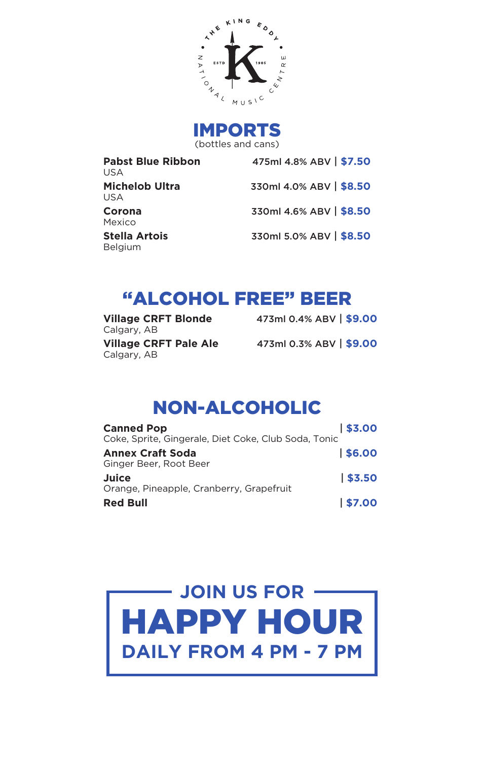THE KING EDDY • NATIONAL MUSIC CENTRE • ESTD 1905

# IMPORTS

(bottles and cans)

**Pabst Blue Ribbon** 475ml 4.8% ABV | **$7.50**
USA

**Michelob Ultra** 330ml 4.0% ABV | **$8.50**
USA

**Corona** 330ml 4.6% ABV | **$8.50**
Mexico

**Stella Artois** 330ml 5.0% ABV | **$8.50**
Belgium

# "ALCOHOL FREE" BEER

**Village CRFT Blonde** 473ml 0.4% ABV | **$9.00**
Calgary, AB

**Village CRFT Pale Ale** 473ml 0.3% ABV | **$9.00**
Calgary, AB

# NON-ALCOHOLIC

**Canned Pop** | **$3.00**
Coke, Sprite, Gingerale, Diet Coke, Club Soda, Tonic

**Annex Craft Soda** | **$6.00**
Ginger Beer, Root Beer

**Juice** | **$3.50**
Orange, Pineapple, Cranberry, Grapefruit

**Red Bull** | **$7.00**

JOIN US FOR

# HAPPY HOUR

DAILY FROM 4 PM - 7 PM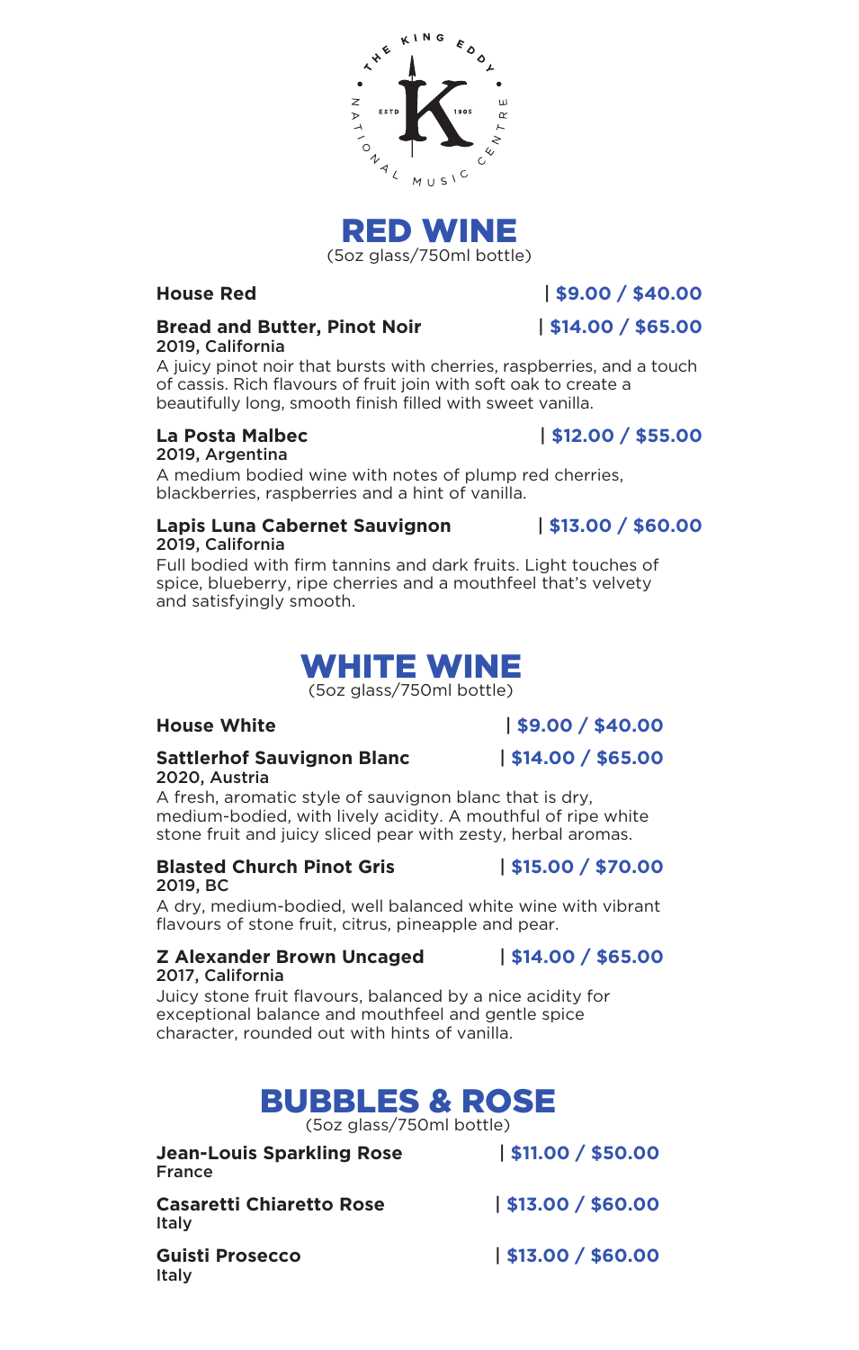THE KING EDDY • NATIONAL MUSIC CENTRE • ESTD 1905

# RED WINE

(5oz glass/750ml bottle)

**House Red** | **$9.00 / $40.00**

**Bread and Butter, Pinot Noir** | **$14.00 / $65.00**
**2019, California**
A juicy pinot noir that bursts with cherries, raspberries, and a touch of cassis. Rich flavours of fruit join with soft oak to create a beautifully long, smooth finish filled with sweet vanilla.

**La Posta Malbec** | **$12.00 / $55.00**
**2019, Argentina**
A medium bodied wine with notes of plump red cherries, blackberries, raspberries and a hint of vanilla.

**Lapis Luna Cabernet Sauvignon** | **$13.00 / $60.00**
**2019, California**
Full bodied with firm tannins and dark fruits. Light touches of spice, blueberry, ripe cherries and a mouthfeel that's velvety and satisfyingly smooth.

# WHITE WINE

(5oz glass/750ml bottle)

**House White** | **$9.00 / $40.00**

**Sattlerhof Sauvignon Blanc** | **$14.00 / $65.00**
**2020, Austria**
A fresh, aromatic style of sauvignon blanc that is dry, medium-bodied, with lively acidity. A mouthful of ripe white stone fruit and juicy sliced pear with zesty, herbal aromas.

**Blasted Church Pinot Gris** | **$15.00 / $70.00**
**2019, BC**
A dry, medium-bodied, well balanced white wine with vibrant flavours of stone fruit, citrus, pineapple and pear.

**Z Alexander Brown Uncaged** | **$14.00 / $65.00**
**2017, California**
Juicy stone fruit flavours, balanced by a nice acidity for exceptional balance and mouthfeel and gentle spice character, rounded out with hints of vanilla.

# BUBBLES & ROSE

(5oz glass/750ml bottle)

**Jean-Louis Sparkling Rose** | **$11.00 / $50.00**
**France**

**Casaretti Chiaretto Rose** | **$13.00 / $60.00**
**Italy**

**Guisti Prosecco** | **$13.00 / $60.00**
**Italy**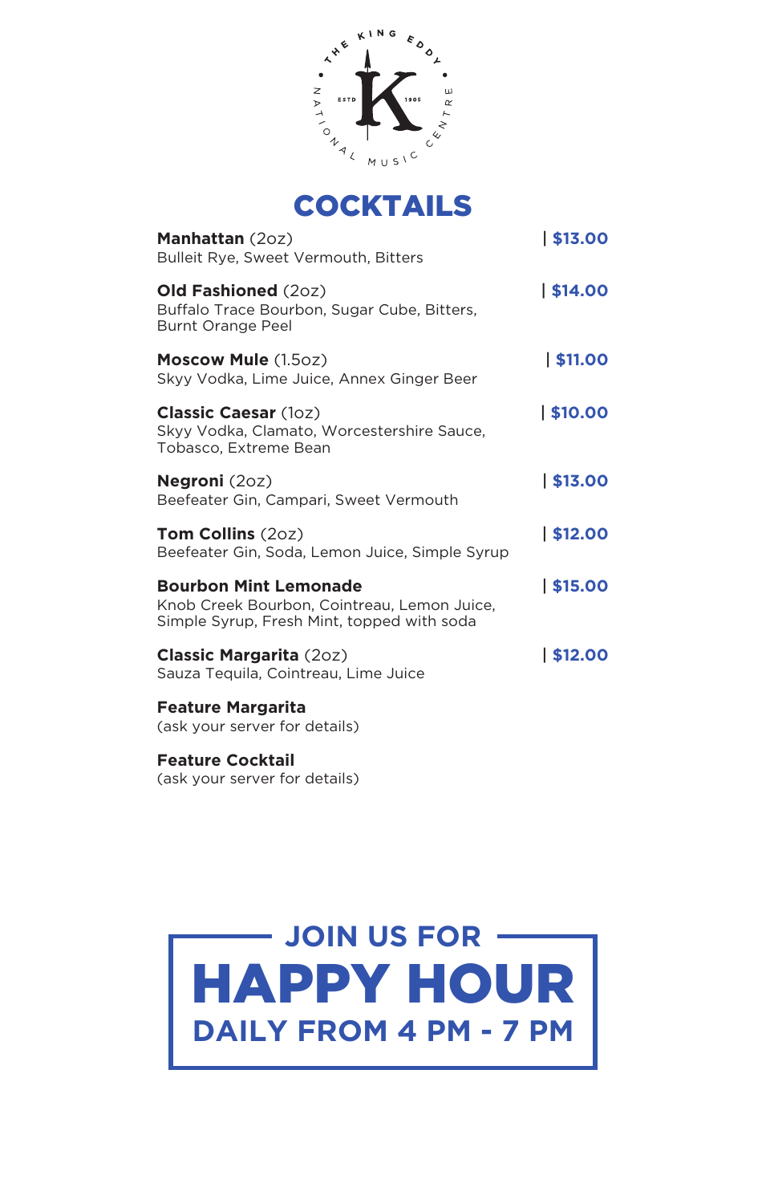THE KING EDDY · NATIONAL MUSIC CENTRE · ESTD 1905

# COCKTAILS

**Manhattan** (2oz) | $13.00
Bulleit Rye, Sweet Vermouth, Bitters

**Old Fashioned** (2oz) | $14.00
Buffalo Trace Bourbon, Sugar Cube, Bitters, Burnt Orange Peel

**Moscow Mule** (1.5oz) | $11.00
Skyy Vodka, Lime Juice, Annex Ginger Beer

**Classic Caesar** (1oz) | $10.00
Skyy Vodka, Clamato, Worcestershire Sauce, Tobasco, Extreme Bean

**Negroni** (2oz) | $13.00
Beefeater Gin, Campari, Sweet Vermouth

**Tom Collins** (2oz) | $12.00
Beefeater Gin, Soda, Lemon Juice, Simple Syrup

**Bourbon Mint Lemonade** | $15.00
Knob Creek Bourbon, Cointreau, Lemon Juice, Simple Syrup, Fresh Mint, topped with soda

**Classic Margarita** (2oz) | $12.00
Sauza Tequila, Cointreau, Lime Juice

**Feature Margarita**
(ask your server for details)

**Feature Cocktail**
(ask your server for details)

JOIN US FOR

## HAPPY HOUR

DAILY FROM 4 PM - 7 PM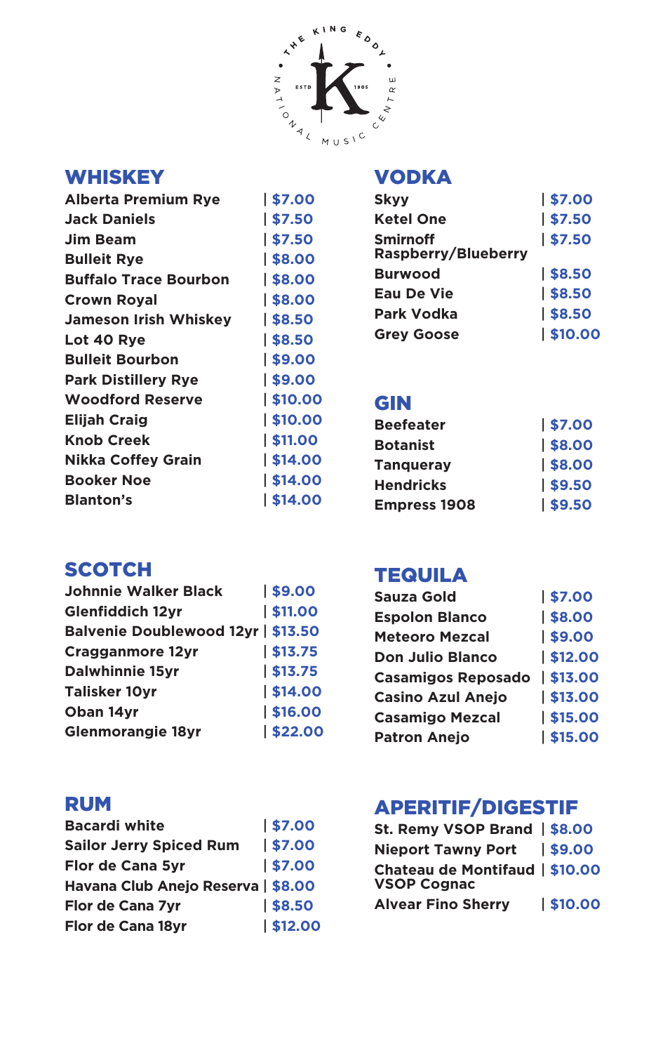THE KING EDDY · NATIONAL MUSIC CENTRE · ESTD 1905

## WHISKEY

| | |
|---|---|
| Alberta Premium Rye | $7.00 |
| Jack Daniels | $7.50 |
| Jim Beam | $7.50 |
| Bulleit Rye | $8.00 |
| Buffalo Trace Bourbon | $8.00 |
| Crown Royal | $8.00 |
| Jameson Irish Whiskey | $8.50 |
| Lot 40 Rye | $8.50 |
| Bulleit Bourbon | $9.00 |
| Park Distillery Rye | $9.00 |
| Woodford Reserve | $10.00 |
| Elijah Craig | $10.00 |
| Knob Creek | $11.00 |
| Nikka Coffey Grain | $14.00 |
| Booker Noe | $14.00 |
| Blanton's | $14.00 |

## SCOTCH

| | |
|---|---|
| Johnnie Walker Black | $9.00 |
| Glenfiddich 12yr | $11.00 |
| Balvenie Doublewood 12yr | $13.50 |
| Cragganmore 12yr | $13.75 |
| Dalwhinnie 15yr | $13.75 |
| Talisker 10yr | $14.00 |
| Oban 14yr | $16.00 |
| Glenmorangie 18yr | $22.00 |

## RUM

| | |
|---|---|
| Bacardi white | $7.00 |
| Sailor Jerry Spiced Rum | $7.00 |
| Flor de Cana 5yr | $7.00 |
| Havana Club Anejo Reserva | $8.00 |
| Flor de Cana 7yr | $8.50 |
| Flor de Cana 18yr | $12.00 |

## VODKA

| | |
|---|---|
| Skyy | $7.00 |
| Ketel One | $7.50 |
| Smirnoff Raspberry/Blueberry | $7.50 |
| Burwood | $8.50 |
| Eau De Vie | $8.50 |
| Park Vodka | $8.50 |
| Grey Goose | $10.00 |

## GIN

| | |
|---|---|
| Beefeater | $7.00 |
| Botanist | $8.00 |
| Tanqueray | $8.00 |
| Hendricks | $9.50 |
| Empress 1908 | $9.50 |

## TEQUILA

| | |
|---|---|
| Sauza Gold | $7.00 |
| Espolon Blanco | $8.00 |
| Meteoro Mezcal | $9.00 |
| Don Julio Blanco | $12.00 |
| Casamigos Reposado | $13.00 |
| Casino Azul Anejo | $13.00 |
| Casamigo Mezcal | $15.00 |
| Patron Anejo | $15.00 |

## APERITIF/DIGESTIF

| | |
|---|---|
| St. Remy VSOP Brand | $8.00 |
| Nieport Tawny Port | $9.00 |
| Chateau de Montifaud VSOP Cognac | $10.00 |
| Alvear Fino Sherry | $10.00 |